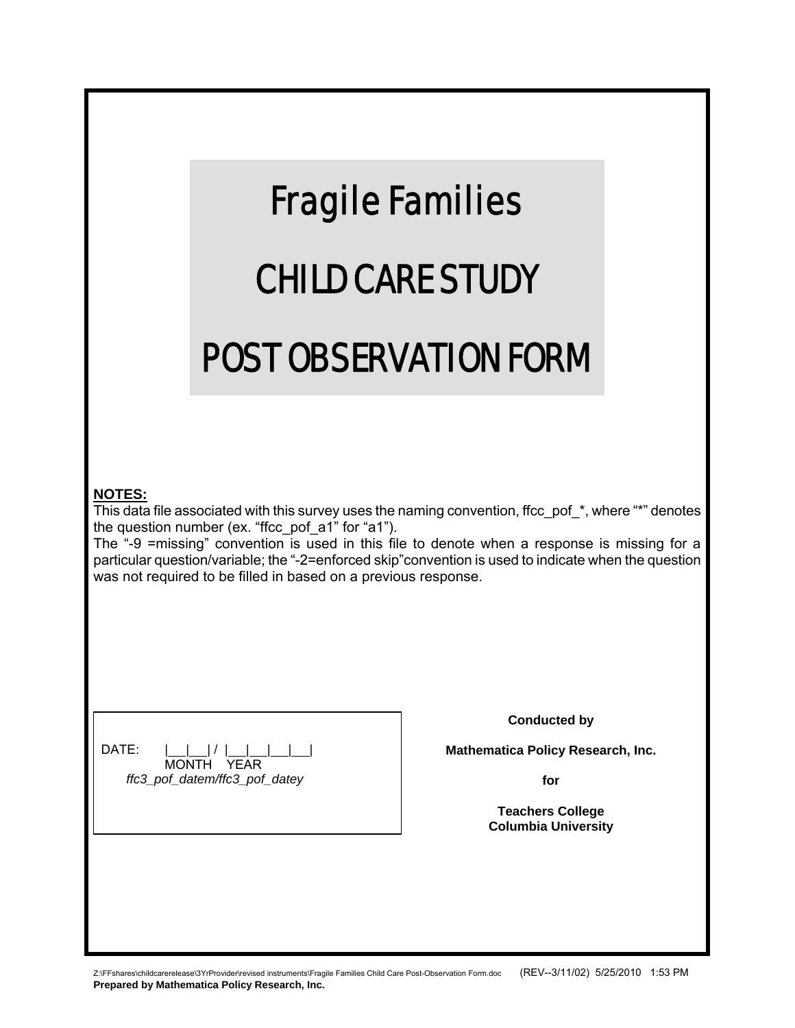# Fragile Families

# CHILD CARE STUDY

# POST OBSERVATION FORM

**NOTES:**

This data file associated with this survey uses the naming convention, ffcc_pof_*, where "*" denotes the question number (ex. "ffcc_pof_a1" for "a1").

The "-9 =missing" convention is used in this file to denote when a response is missing for a particular question/variable; the "-2=enforced skip"convention is used to indicate when the question was not required to be filled in based on a previous response.

DATE: |__|__| / |__|__|__|__|
MONTH YEAR
*ffc3_pof_datem/ffc3_pof_datey*

**Conducted by**

**Mathematica Policy Research, Inc.**

**for**

**Teachers College**
**Columbia University**

Z:\FFshares\childcarerelease\3YrProvider\revised instruments\Fragile Families Child Care Post-Observation Form.doc (REV--3/11/02) 5/25/2010 1:53 PM
**Prepared by Mathematica Policy Research, Inc.**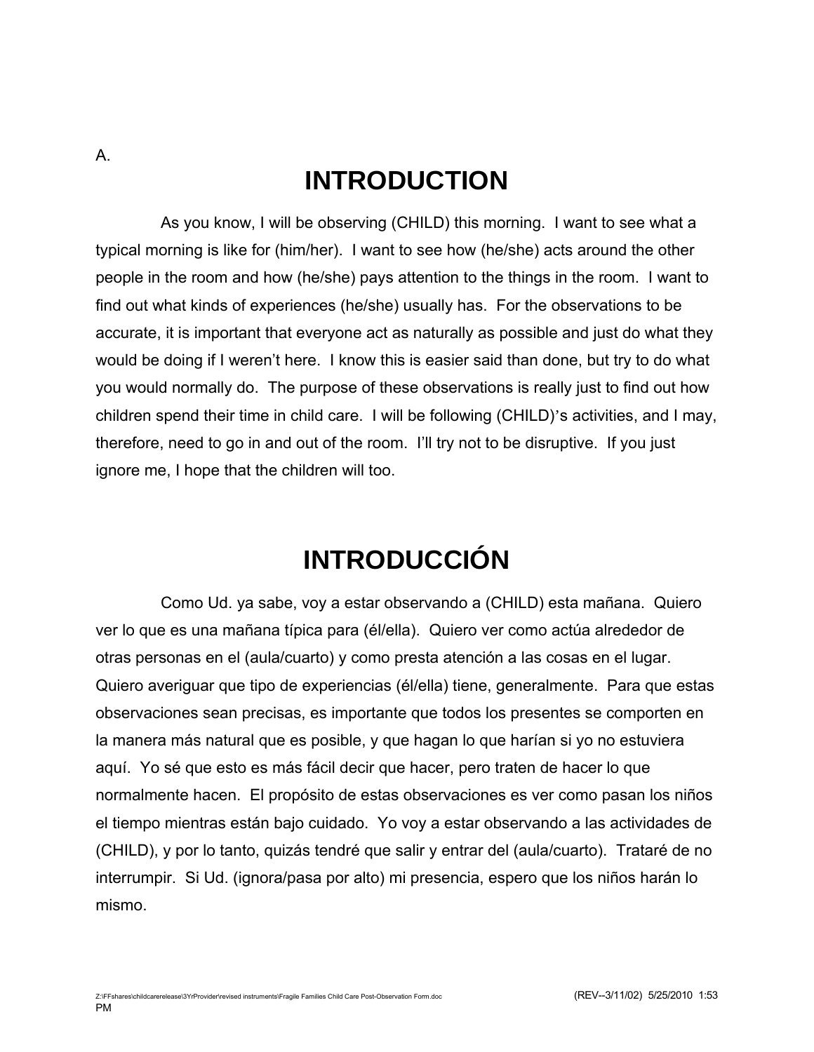A.

# INTRODUCTION

As you know, I will be observing (CHILD) this morning. I want to see what a typical morning is like for (him/her). I want to see how (he/she) acts around the other people in the room and how (he/she) pays attention to the things in the room. I want to find out what kinds of experiences (he/she) usually has. For the observations to be accurate, it is important that everyone act as naturally as possible and just do what they would be doing if I weren't here. I know this is easier said than done, but try to do what you would normally do. The purpose of these observations is really just to find out how children spend their time in child care. I will be following (CHILD)'s activities, and I may, therefore, need to go in and out of the room. I'll try not to be disruptive. If you just ignore me, I hope that the children will too.

# INTRODUCCIÓN

Como Ud. ya sabe, voy a estar observando a (CHILD) esta mañana. Quiero ver lo que es una mañana típica para (él/ella). Quiero ver como actúa alrededor de otras personas en el (aula/cuarto) y como presta atención a las cosas en el lugar. Quiero averiguar que tipo de experiencias (él/ella) tiene, generalmente. Para que estas observaciones sean precisas, es importante que todos los presentes se comporten en la manera más natural que es posible, y que hagan lo que harían si yo no estuviera aquí. Yo sé que esto es más fácil decir que hacer, pero traten de hacer lo que normalmente hacen. El propósito de estas observaciones es ver como pasan los niños el tiempo mientras están bajo cuidado. Yo voy a estar observando a las actividades de (CHILD), y por lo tanto, quizás tendré que salir y entrar del (aula/cuarto). Trataré de no interrumpir. Si Ud. (ignora/pasa por alto) mi presencia, espero que los niños harán lo mismo.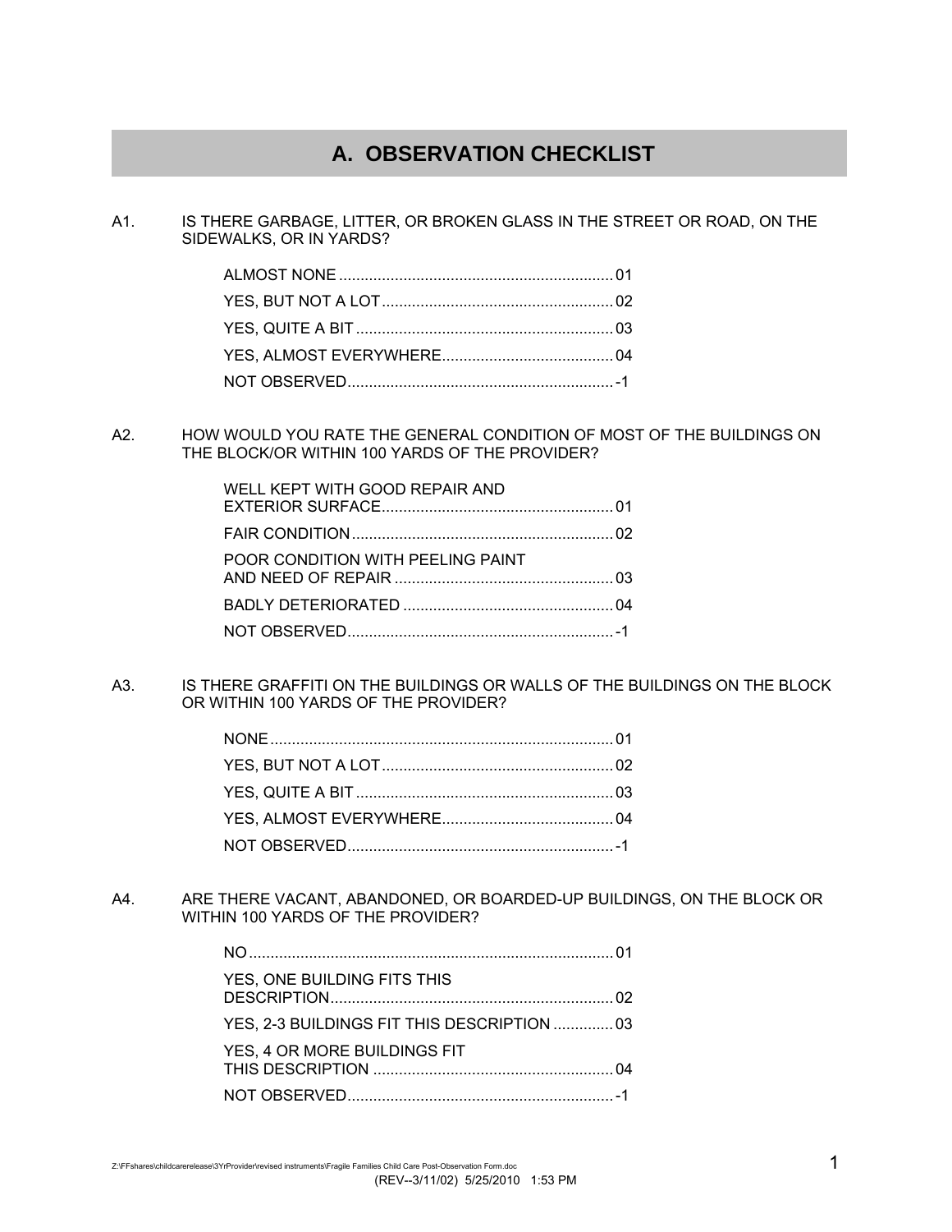# A. OBSERVATION CHECKLIST

A1. IS THERE GARBAGE, LITTER, OR BROKEN GLASS IN THE STREET OR ROAD, ON THE SIDEWALKS, OR IN YARDS?

- ALMOST NONE ........ 01
- YES, BUT NOT A LOT ........ 02
- YES, QUITE A BIT ........ 03
- YES, ALMOST EVERYWHERE ........ 04
- NOT OBSERVED ........ -1

A2. HOW WOULD YOU RATE THE GENERAL CONDITION OF MOST OF THE BUILDINGS ON THE BLOCK/OR WITHIN 100 YARDS OF THE PROVIDER?

- WELL KEPT WITH GOOD REPAIR AND EXTERIOR SURFACE ........ 01
- FAIR CONDITION ........ 02
- POOR CONDITION WITH PEELING PAINT AND NEED OF REPAIR ........ 03
- BADLY DETERIORATED ........ 04
- NOT OBSERVED ........ -1

A3. IS THERE GRAFFITI ON THE BUILDINGS OR WALLS OF THE BUILDINGS ON THE BLOCK OR WITHIN 100 YARDS OF THE PROVIDER?

- NONE ........ 01
- YES, BUT NOT A LOT ........ 02
- YES, QUITE A BIT ........ 03
- YES, ALMOST EVERYWHERE ........ 04
- NOT OBSERVED ........ -1

A4. ARE THERE VACANT, ABANDONED, OR BOARDED-UP BUILDINGS, ON THE BLOCK OR WITHIN 100 YARDS OF THE PROVIDER?

- NO ........ 01
- YES, ONE BUILDING FITS THIS DESCRIPTION ........ 02
- YES, 2-3 BUILDINGS FIT THIS DESCRIPTION ........ 03
- YES, 4 OR MORE BUILDINGS FIT THIS DESCRIPTION ........ 04
- NOT OBSERVED ........ -1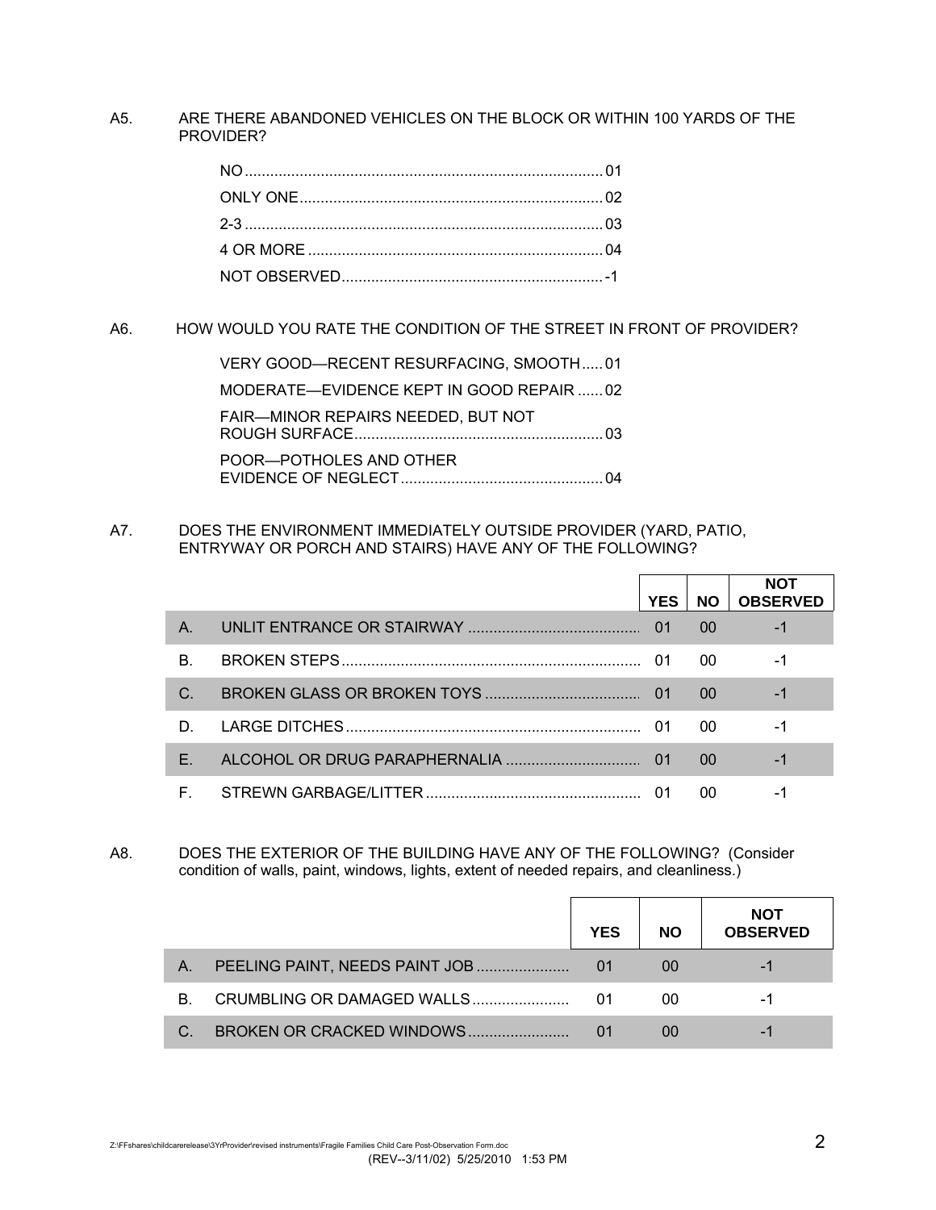A5. ARE THERE ABANDONED VEHICLES ON THE BLOCK OR WITHIN 100 YARDS OF THE PROVIDER?

- NO .......... 01
- ONLY ONE .......... 02
- 2-3 .......... 03
- 4 OR MORE .......... 04
- NOT OBSERVED .......... -1

A6. HOW WOULD YOU RATE THE CONDITION OF THE STREET IN FRONT OF PROVIDER?

- VERY GOOD—RECENT RESURFACING, SMOOTH .......... 01
- MODERATE—EVIDENCE KEPT IN GOOD REPAIR .......... 02
- FAIR—MINOR REPAIRS NEEDED, BUT NOT ROUGH SURFACE .......... 03
- POOR—POTHOLES AND OTHER EVIDENCE OF NEGLECT .......... 04

A7. DOES THE ENVIRONMENT IMMEDIATELY OUTSIDE PROVIDER (YARD, PATIO, ENTRYWAY OR PORCH AND STAIRS) HAVE ANY OF THE FOLLOWING?

| | | YES | NO | NOT OBSERVED |
|---|---|---|---|---|
| A. | UNLIT ENTRANCE OR STAIRWAY | 01 | 00 | -1 |
| B. | BROKEN STEPS | 01 | 00 | -1 |
| C. | BROKEN GLASS OR BROKEN TOYS | 01 | 00 | -1 |
| D. | LARGE DITCHES | 01 | 00 | -1 |
| E. | ALCOHOL OR DRUG PARAPHERNALIA | 01 | 00 | -1 |
| F. | STREWN GARBAGE/LITTER | 01 | 00 | -1 |

A8. DOES THE EXTERIOR OF THE BUILDING HAVE ANY OF THE FOLLOWING? (Consider condition of walls, paint, windows, lights, extent of needed repairs, and cleanliness.)

| | | YES | NO | NOT OBSERVED |
|---|---|---|---|---|
| A. | PEELING PAINT, NEEDS PAINT JOB | 01 | 00 | -1 |
| B. | CRUMBLING OR DAMAGED WALLS | 01 | 00 | -1 |
| C. | BROKEN OR CRACKED WINDOWS | 01 | 00 | -1 |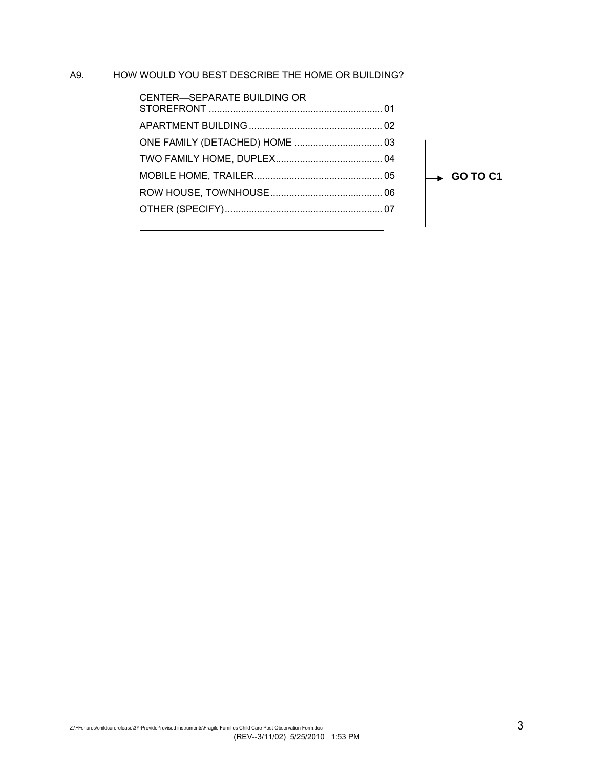A9. HOW WOULD YOU BEST DESCRIBE THE HOME OR BUILDING?

| | | |
|---|---|---|
| CENTER—SEPARATE BUILDING OR STOREFRONT | 01 | |
| APARTMENT BUILDING | 02 | |
| ONE FAMILY (DETACHED) HOME | 03 | → **GO TO C1** |
| TWO FAMILY HOME, DUPLEX | 04 | → **GO TO C1** |
| MOBILE HOME, TRAILER | 05 | → **GO TO C1** |
| ROW HOUSE, TOWNHOUSE | 06 | → **GO TO C1** |
| OTHER (SPECIFY) | 07 | → **GO TO C1** |

______________________________________________

Z:\FFshares\childcarerelease\3YrProvider\revised instruments\Fragile Families Child Care Post-Observation Form.doc
(REV--3/11/02) 5/25/2010 1:53 PM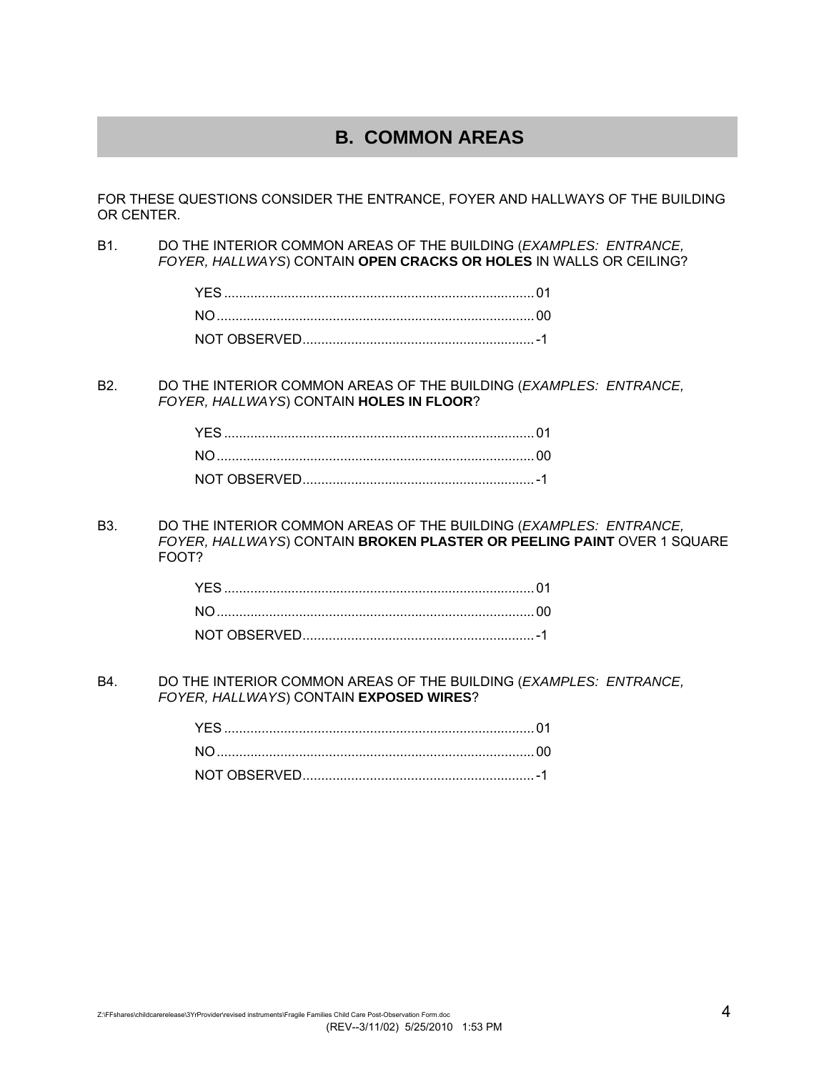## B. COMMON AREAS

FOR THESE QUESTIONS CONSIDER THE ENTRANCE, FOYER AND HALLWAYS OF THE BUILDING OR CENTER.

B1. DO THE INTERIOR COMMON AREAS OF THE BUILDING (*EXAMPLES: ENTRANCE, FOYER, HALLWAYS*) CONTAIN **OPEN CRACKS OR HOLES** IN WALLS OR CEILING?

- YES .......... 01
- NO .......... 00
- NOT OBSERVED .......... -1

B2. DO THE INTERIOR COMMON AREAS OF THE BUILDING (*EXAMPLES: ENTRANCE, FOYER, HALLWAYS*) CONTAIN **HOLES IN FLOOR**?

- YES .......... 01
- NO .......... 00
- NOT OBSERVED .......... -1

B3. DO THE INTERIOR COMMON AREAS OF THE BUILDING (*EXAMPLES: ENTRANCE, FOYER, HALLWAYS*) CONTAIN **BROKEN PLASTER OR PEELING PAINT** OVER 1 SQUARE FOOT?

- YES .......... 01
- NO .......... 00
- NOT OBSERVED .......... -1

B4. DO THE INTERIOR COMMON AREAS OF THE BUILDING (*EXAMPLES: ENTRANCE, FOYER, HALLWAYS*) CONTAIN **EXPOSED WIRES**?

- YES .......... 01
- NO .......... 00
- NOT OBSERVED .......... -1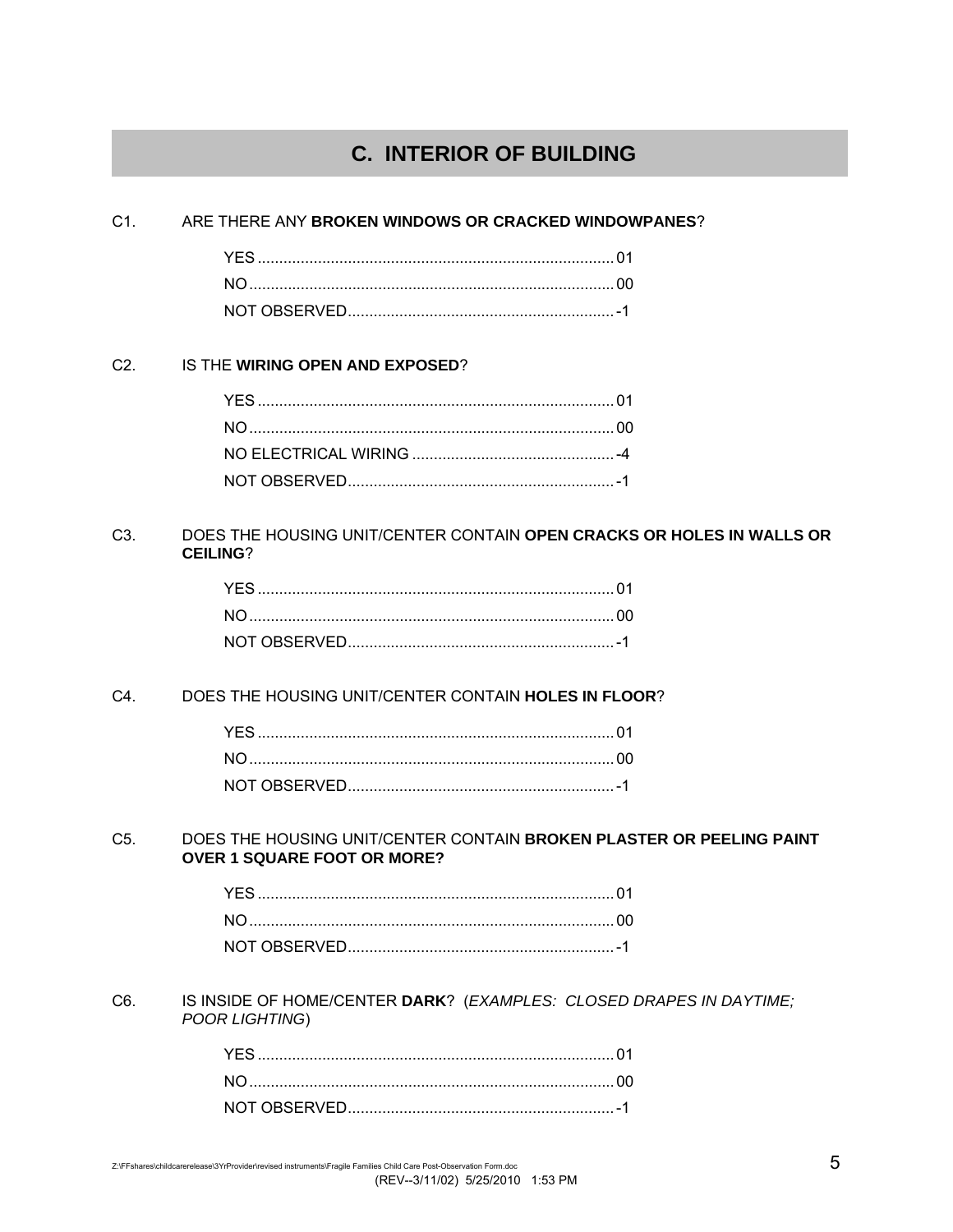## C. INTERIOR OF BUILDING

C1. ARE THERE ANY **BROKEN WINDOWS OR CRACKED WINDOWPANES**?

YES .......... 01
NO .......... 00
NOT OBSERVED .......... -1

C2. IS THE **WIRING OPEN AND EXPOSED**?

YES .......... 01
NO .......... 00
NO ELECTRICAL WIRING .......... -4
NOT OBSERVED .......... -1

C3. DOES THE HOUSING UNIT/CENTER CONTAIN **OPEN CRACKS OR HOLES IN WALLS OR CEILING**?

YES .......... 01
NO .......... 00
NOT OBSERVED .......... -1

C4. DOES THE HOUSING UNIT/CENTER CONTAIN **HOLES IN FLOOR**?

YES .......... 01
NO .......... 00
NOT OBSERVED .......... -1

C5. DOES THE HOUSING UNIT/CENTER CONTAIN **BROKEN PLASTER OR PEELING PAINT OVER 1 SQUARE FOOT OR MORE?**

YES .......... 01
NO .......... 00
NOT OBSERVED .......... -1

C6. IS INSIDE OF HOME/CENTER **DARK**? (*EXAMPLES: CLOSED DRAPES IN DAYTIME; POOR LIGHTING*)

YES .......... 01
NO .......... 00
NOT OBSERVED .......... -1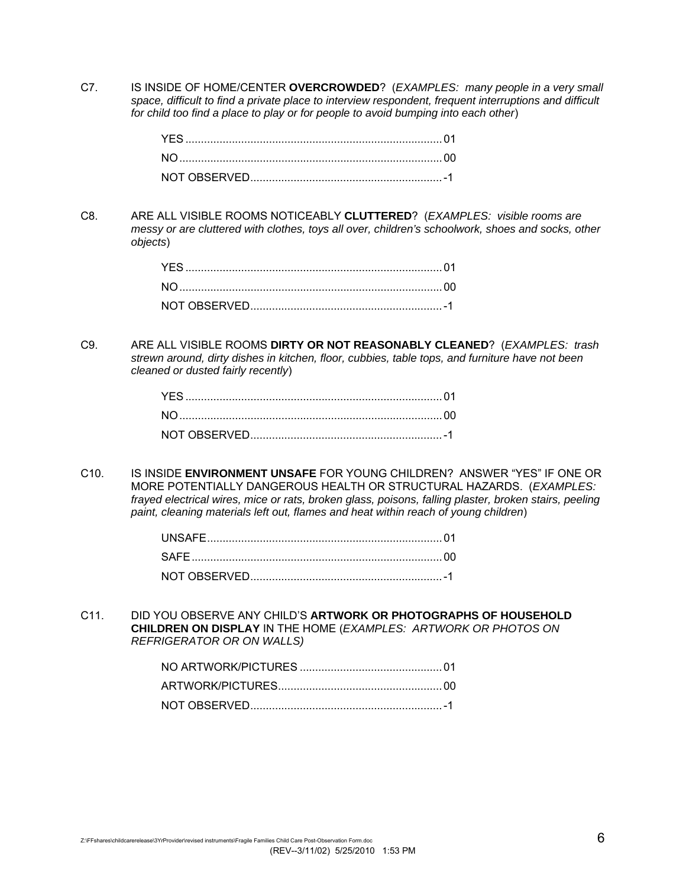C7. IS INSIDE OF HOME/CENTER **OVERCROWDED**? (*EXAMPLES: many people in a very small space, difficult to find a private place to interview respondent, frequent interruptions and difficult for child too find a place to play or for people to avoid bumping into each other*)

YES .................................................................................. 01
NO .................................................................................... 00
NOT OBSERVED ............................................................. -1

C8. ARE ALL VISIBLE ROOMS NOTICEABLY **CLUTTERED**? (*EXAMPLES: visible rooms are messy or are cluttered with clothes, toys all over, children's schoolwork, shoes and socks, other objects*)

YES .................................................................................. 01
NO .................................................................................... 00
NOT OBSERVED ............................................................. -1

C9. ARE ALL VISIBLE ROOMS **DIRTY OR NOT REASONABLY CLEANED**? (*EXAMPLES: trash strewn around, dirty dishes in kitchen, floor, cubbies, table tops, and furniture have not been cleaned or dusted fairly recently*)

YES .................................................................................. 01
NO .................................................................................... 00
NOT OBSERVED ............................................................. -1

C10. IS INSIDE **ENVIRONMENT UNSAFE** FOR YOUNG CHILDREN? ANSWER "YES" IF ONE OR MORE POTENTIALLY DANGEROUS HEALTH OR STRUCTURAL HAZARDS. (*EXAMPLES: frayed electrical wires, mice or rats, broken glass, poisons, falling plaster, broken stairs, peeling paint, cleaning materials left out, flames and heat within reach of young children*)

UNSAFE ........................................................................... 01
SAFE ................................................................................ 00
NOT OBSERVED ............................................................. -1

C11. DID YOU OBSERVE ANY CHILD'S **ARTWORK OR PHOTOGRAPHS OF HOUSEHOLD CHILDREN ON DISPLAY** IN THE HOME (*EXAMPLES: ARTWORK OR PHOTOS ON REFRIGERATOR OR ON WALLS)*

NO ARTWORK/PICTURES ............................................. 01
ARTWORK/PICTURES .................................................... 00
NOT OBSERVED ............................................................. -1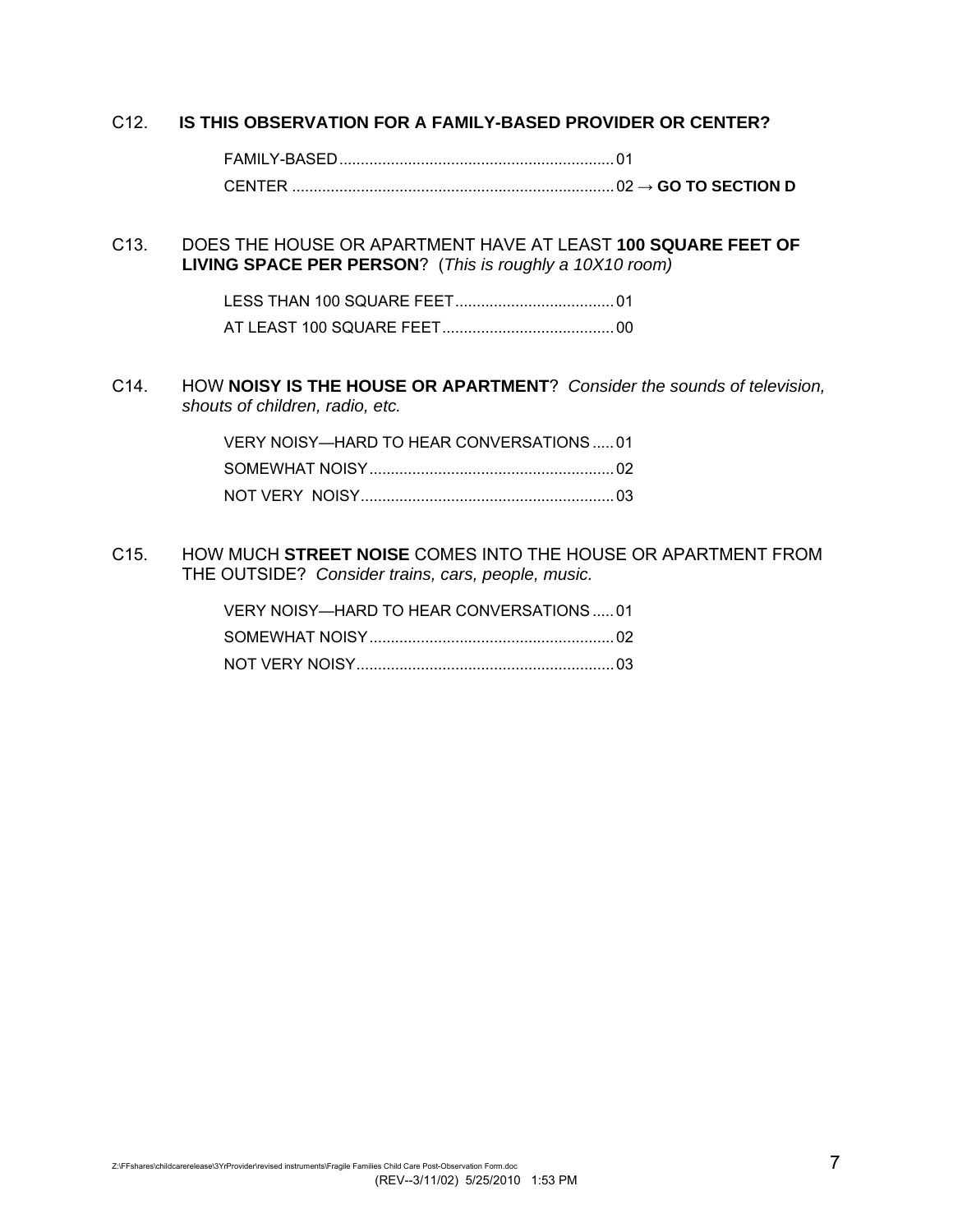C12. **IS THIS OBSERVATION FOR A FAMILY-BASED PROVIDER OR CENTER?**

FAMILY-BASED................................................................ 01
CENTER .......................................................................... 02 → **GO TO SECTION D**

C13. DOES THE HOUSE OR APARTMENT HAVE AT LEAST **100 SQUARE FEET OF LIVING SPACE PER PERSON**? (*This is roughly a 10X10 room)*

LESS THAN 100 SQUARE FEET..................................... 01
AT LEAST 100 SQUARE FEET........................................ 00

C14. HOW **NOISY IS THE HOUSE OR APARTMENT**? *Consider the sounds of television, shouts of children, radio, etc.*

VERY NOISY—HARD TO HEAR CONVERSATIONS ..... 01
SOMEWHAT NOISY......................................................... 02
NOT VERY NOISY........................................................... 03

C15. HOW MUCH **STREET NOISE** COMES INTO THE HOUSE OR APARTMENT FROM THE OUTSIDE? *Consider trains, cars, people, music.*

VERY NOISY—HARD TO HEAR CONVERSATIONS ..... 01
SOMEWHAT NOISY......................................................... 02
NOT VERY NOISY............................................................ 03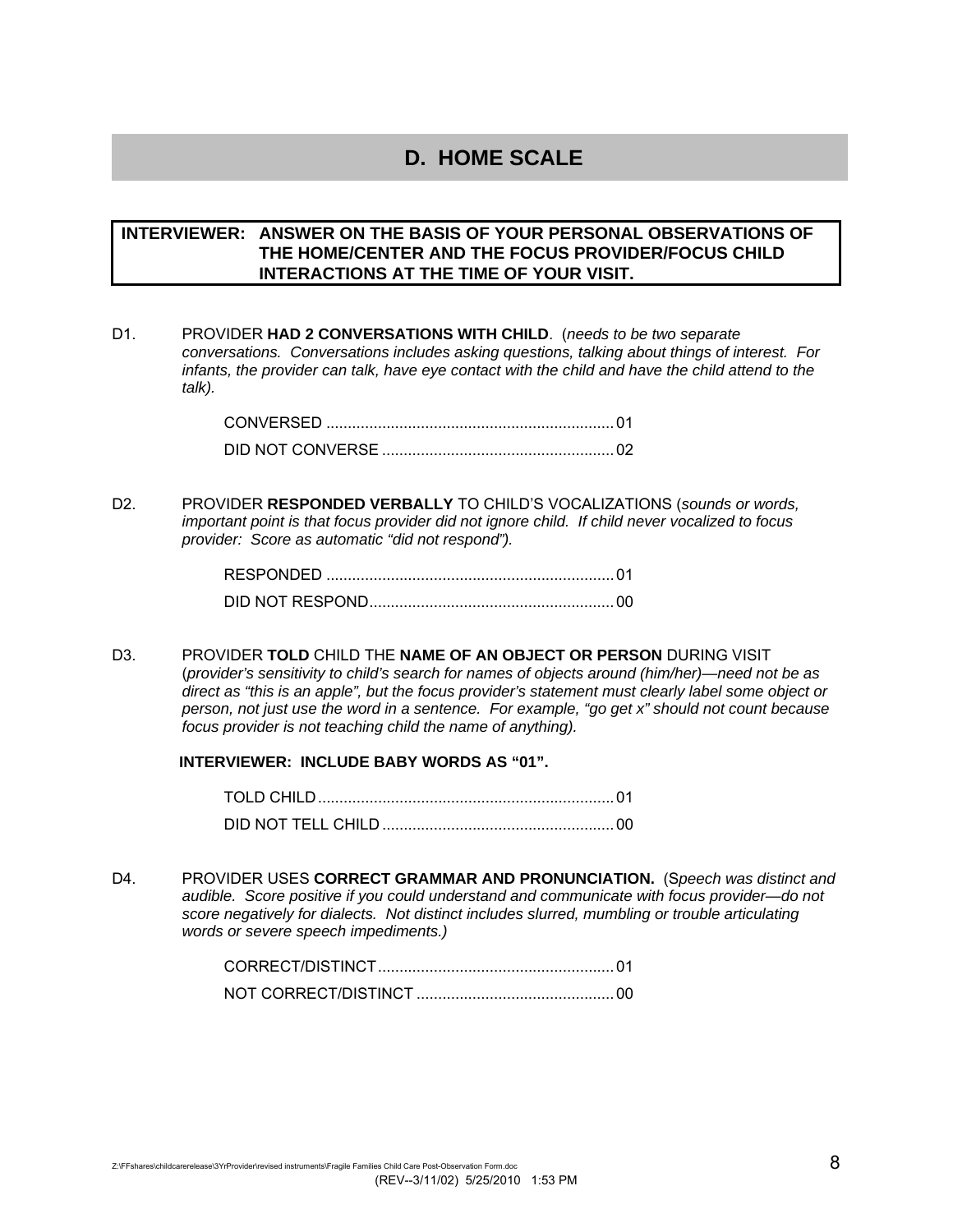## D. HOME SCALE

**INTERVIEWER: ANSWER ON THE BASIS OF YOUR PERSONAL OBSERVATIONS OF THE HOME/CENTER AND THE FOCUS PROVIDER/FOCUS CHILD INTERACTIONS AT THE TIME OF YOUR VISIT.**

D1. PROVIDER **HAD 2 CONVERSATIONS WITH CHILD**. (*needs to be two separate conversations. Conversations includes asking questions, talking about things of interest. For infants, the provider can talk, have eye contact with the child and have the child attend to the talk).*

CONVERSED .................................................................. 01
DID NOT CONVERSE ..................................................... 02

D2. PROVIDER **RESPONDED VERBALLY** TO CHILD'S VOCALIZATIONS (*sounds or words, important point is that focus provider did not ignore child. If child never vocalized to focus provider: Score as automatic "did not respond").*

RESPONDED .................................................................. 01
DID NOT RESPOND........................................................ 00

D3. PROVIDER **TOLD** CHILD THE **NAME OF AN OBJECT OR PERSON** DURING VISIT (*provider's sensitivity to child's search for names of objects around (him/her)—need not be as direct as "this is an apple", but the focus provider's statement must clearly label some object or person, not just use the word in a sentence. For example, "go get x" should not count because focus provider is not teaching child the name of anything).*

**INTERVIEWER: INCLUDE BABY WORDS AS "01".**

TOLD CHILD.................................................................... 01
DID NOT TELL CHILD ..................................................... 00

D4. PROVIDER USES **CORRECT GRAMMAR AND PRONUNCIATION.** (S*peech was distinct and audible. Score positive if you could understand and communicate with focus provider—do not score negatively for dialects. Not distinct includes slurred, mumbling or trouble articulating words or severe speech impediments.)*

CORRECT/DISTINCT...................................................... 01
NOT CORRECT/DISTINCT ............................................. 00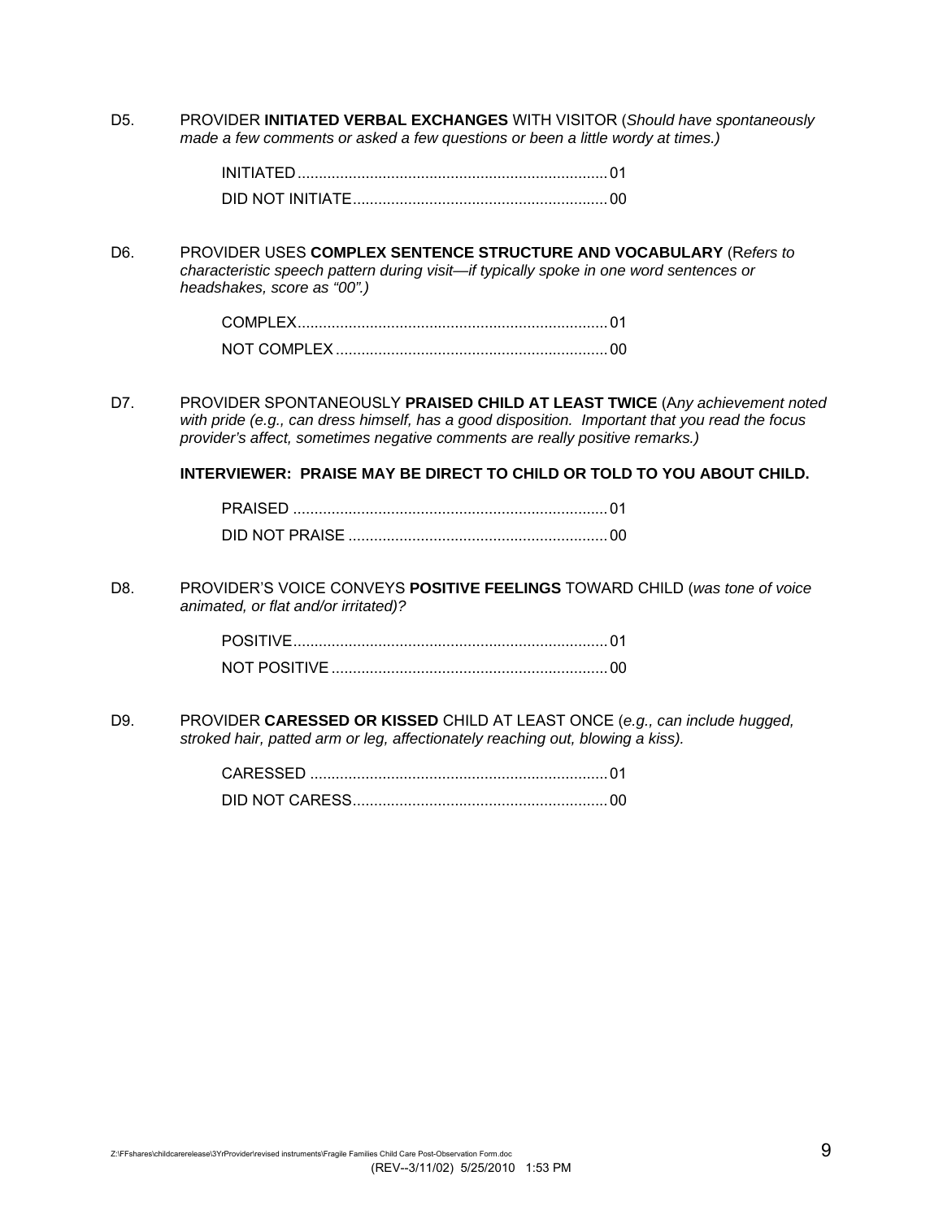D5. PROVIDER **INITIATED VERBAL EXCHANGES** WITH VISITOR (*Should have spontaneously made a few comments or asked a few questions or been a little wordy at times.)*

INITIATED........................................................................01
DID NOT INITIATE............................................................00

D6. PROVIDER USES **COMPLEX SENTENCE STRUCTURE AND VOCABULARY** (R*efers to characteristic speech pattern during visit—if typically spoke in one word sentences or headshakes, score as "00".)*

COMPLEX........................................................................01
NOT COMPLEX................................................................00

D7. PROVIDER SPONTANEOUSLY **PRAISED CHILD AT LEAST TWICE** (A*ny achievement noted with pride (e.g., can dress himself, has a good disposition. Important that you read the focus provider's affect, sometimes negative comments are really positive remarks.)*

**INTERVIEWER: PRAISE MAY BE DIRECT TO CHILD OR TOLD TO YOU ABOUT CHILD.**

PRAISED ..........................................................................01
DID NOT PRAISE .............................................................00

D8. PROVIDER'S VOICE CONVEYS **POSITIVE FEELINGS** TOWARD CHILD (*was tone of voice animated, or flat and/or irritated)?*

POSITIVE..........................................................................01
NOT POSITIVE .................................................................00

D9. PROVIDER **CARESSED OR KISSED** CHILD AT LEAST ONCE (*e.g., can include hugged, stroked hair, patted arm or leg, affectionately reaching out, blowing a kiss).*

CARESSED ......................................................................01
DID NOT CARESS............................................................00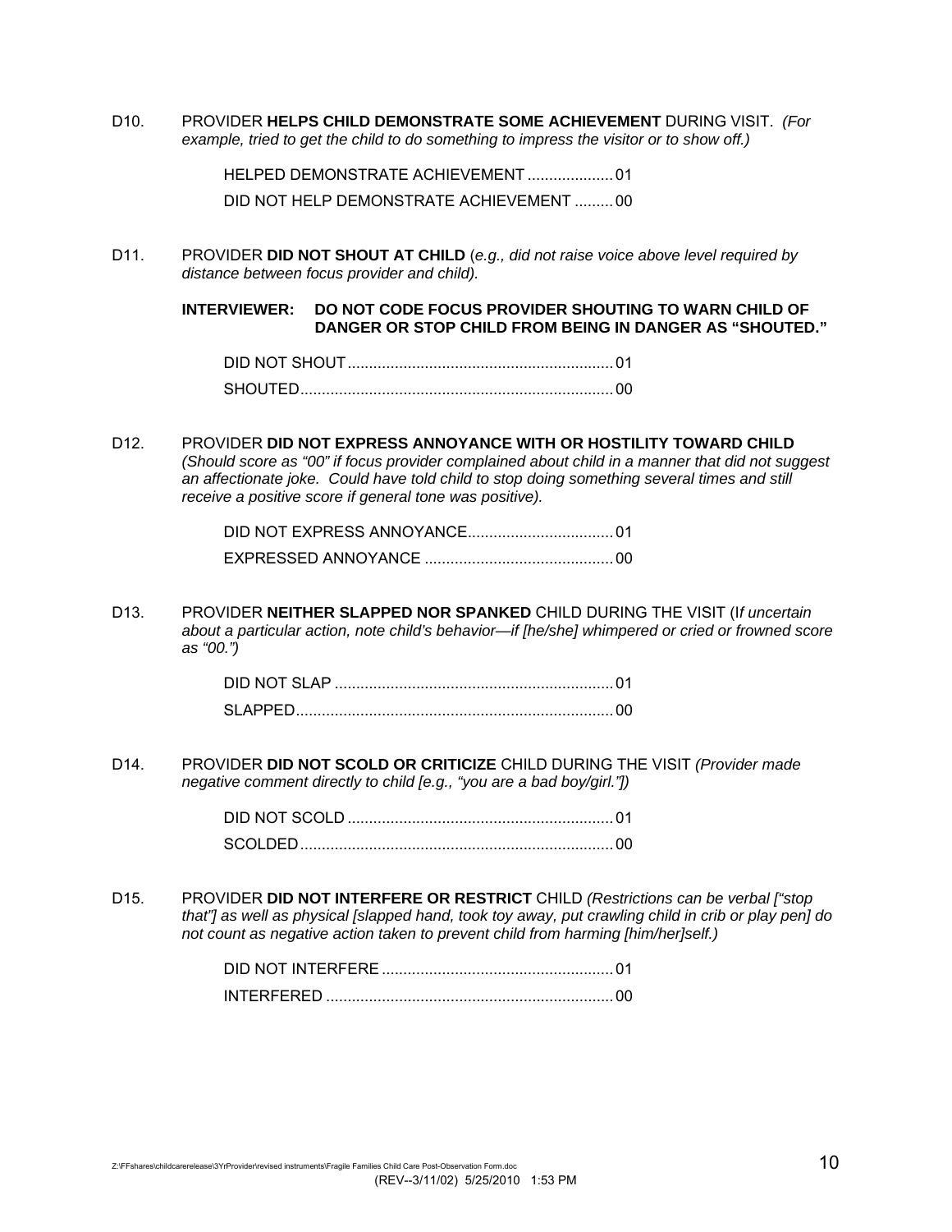D10. PROVIDER **HELPS CHILD DEMONSTRATE SOME ACHIEVEMENT** DURING VISIT. *(For example, tried to get the child to do something to impress the visitor or to show off.)*

HELPED DEMONSTRATE ACHIEVEMENT .................... 01
DID NOT HELP DEMONSTRATE ACHIEVEMENT ......... 00

D11. PROVIDER **DID NOT SHOUT AT CHILD** (*e.g., did not raise voice above level required by distance between focus provider and child).*

**INTERVIEWER: DO NOT CODE FOCUS PROVIDER SHOUTING TO WARN CHILD OF DANGER OR STOP CHILD FROM BEING IN DANGER AS "SHOUTED."**

DID NOT SHOUT .............................................................. 01
SHOUTED......................................................................... 00

D12. PROVIDER **DID NOT EXPRESS ANNOYANCE WITH OR HOSTILITY TOWARD CHILD** *(Should score as "00" if focus provider complained about child in a manner that did not suggest an affectionate joke. Could have told child to stop doing something several times and still receive a positive score if general tone was positive).*

DID NOT EXPRESS ANNOYANCE.................................. 01
EXPRESSED ANNOYANCE ........................................... 00

D13. PROVIDER **NEITHER SLAPPED NOR SPANKED** CHILD DURING THE VISIT (I*f uncertain about a particular action, note child's behavior—if [he/she] whimpered or cried or frowned score as "00.")*

DID NOT SLAP ................................................................. 01
SLAPPED.......................................................................... 00

D14. PROVIDER **DID NOT SCOLD OR CRITICIZE** CHILD DURING THE VISIT *(Provider made negative comment directly to child [e.g., "you are a bad boy/girl."])*

DID NOT SCOLD .............................................................. 01
SCOLDED......................................................................... 00

D15. PROVIDER **DID NOT INTERFERE OR RESTRICT** CHILD *(Restrictions can be verbal ["stop that"] as well as physical [slapped hand, took toy away, put crawling child in crib or play pen] do not count as negative action taken to prevent child from harming [him/her]self.)*

DID NOT INTERFERE ...................................................... 01
INTERFERED ................................................................... 00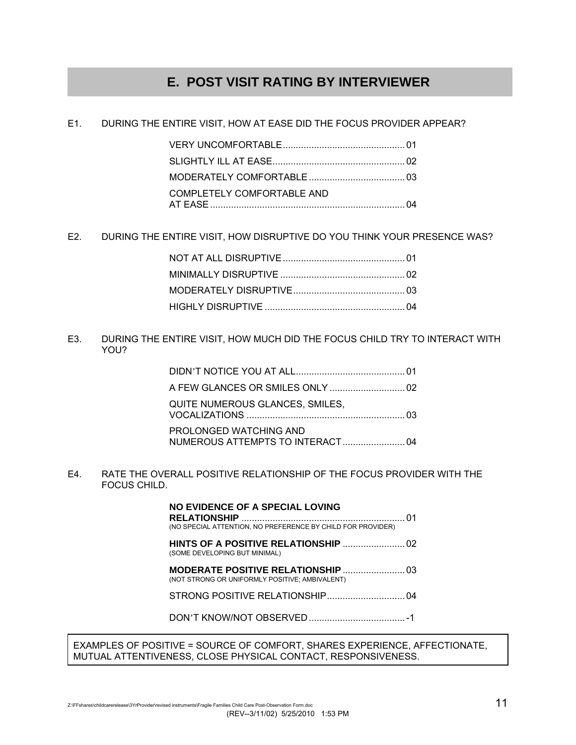# E. POST VISIT RATING BY INTERVIEWER

E1. DURING THE ENTIRE VISIT, HOW AT EASE DID THE FOCUS PROVIDER APPEAR?

- VERY UNCOMFORTABLE .............................................. 01
- SLIGHTLY ILL AT EASE .............................................. 02
- MODERATELY COMFORTABLE .............................................. 03
- COMPLETELY COMFORTABLE AND AT EASE .............................................. 04

E2. DURING THE ENTIRE VISIT, HOW DISRUPTIVE DO YOU THINK YOUR PRESENCE WAS?

- NOT AT ALL DISRUPTIVE .............................................. 01
- MINIMALLY DISRUPTIVE .............................................. 02
- MODERATELY DISRUPTIVE .............................................. 03
- HIGHLY DISRUPTIVE .............................................. 04

E3. DURING THE ENTIRE VISIT, HOW MUCH DID THE FOCUS CHILD TRY TO INTERACT WITH YOU?

- DIDN'T NOTICE YOU AT ALL .............................................. 01
- A FEW GLANCES OR SMILES ONLY .............................................. 02
- QUITE NUMEROUS GLANCES, SMILES, VOCALIZATIONS .............................................. 03
- PROLONGED WATCHING AND NUMEROUS ATTEMPTS TO INTERACT .............................................. 04

E4. RATE THE OVERALL POSITIVE RELATIONSHIP OF THE FOCUS PROVIDER WITH THE FOCUS CHILD.

- **NO EVIDENCE OF A SPECIAL LOVING RELATIONSHIP** .............................................. 01
  (NO SPECIAL ATTENTION, NO PREFERENCE BY CHILD FOR PROVIDER)
- **HINTS OF A POSITIVE RELATIONSHIP** .............................................. 02
  (SOME DEVELOPING BUT MINIMAL)
- **MODERATE POSITIVE RELATIONSHIP** .............................................. 03
  (NOT STRONG OR UNIFORMLY POSITIVE; AMBIVALENT)
- STRONG POSITIVE RELATIONSHIP .............................................. 04
- DON'T KNOW/NOT OBSERVED .............................................. -1

EXAMPLES OF POSITIVE = SOURCE OF COMFORT, SHARES EXPERIENCE, AFFECTIONATE, MUTUAL ATTENTIVENESS, CLOSE PHYSICAL CONTACT, RESPONSIVENESS.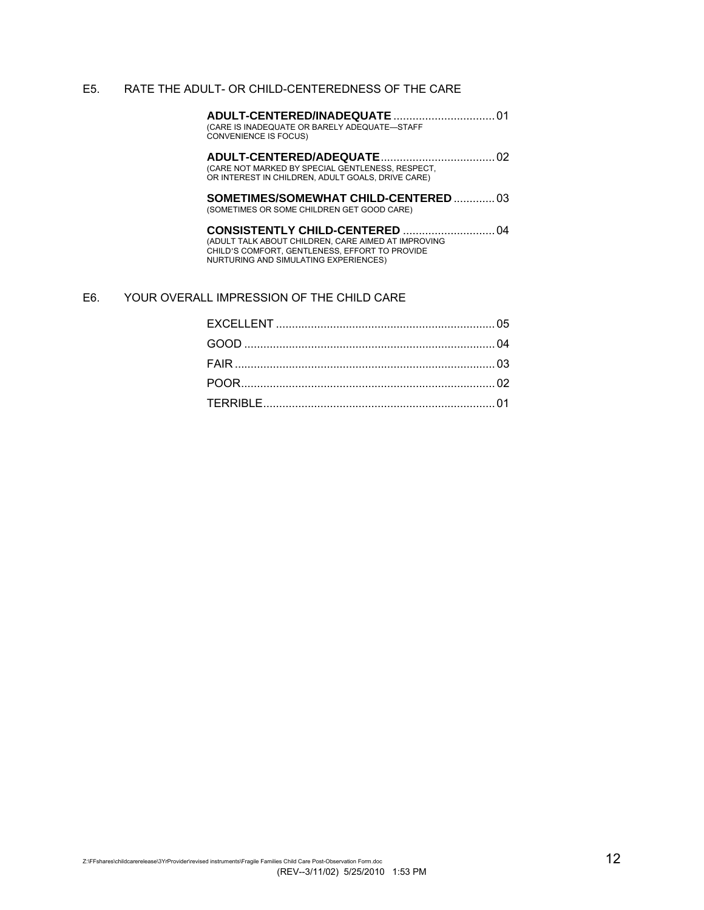E5. RATE THE ADULT- OR CHILD-CENTEREDNESS OF THE CARE

**ADULT-CENTERED/INADEQUATE** ................................ 01
(CARE IS INADEQUATE OR BARELY ADEQUATE—STAFF CONVENIENCE IS FOCUS)

**ADULT-CENTERED/ADEQUATE** .................................... 02
(CARE NOT MARKED BY SPECIAL GENTLENESS, RESPECT, OR INTEREST IN CHILDREN, ADULT GOALS, DRIVE CARE)

**SOMETIMES/SOMEWHAT CHILD-CENTERED** ............. 03
(SOMETIMES OR SOME CHILDREN GET GOOD CARE)

**CONSISTENTLY CHILD-CENTERED** ............................. 04
(ADULT TALK ABOUT CHILDREN, CARE AIMED AT IMPROVING CHILD'S COMFORT, GENTLENESS, EFFORT TO PROVIDE NURTURING AND SIMULATING EXPERIENCES)

E6. YOUR OVERALL IMPRESSION OF THE CHILD CARE

EXCELLENT .................................................................... 05
GOOD .............................................................................. 04
FAIR ................................................................................. 03
POOR ............................................................................... 02
TERRIBLE ........................................................................ 01